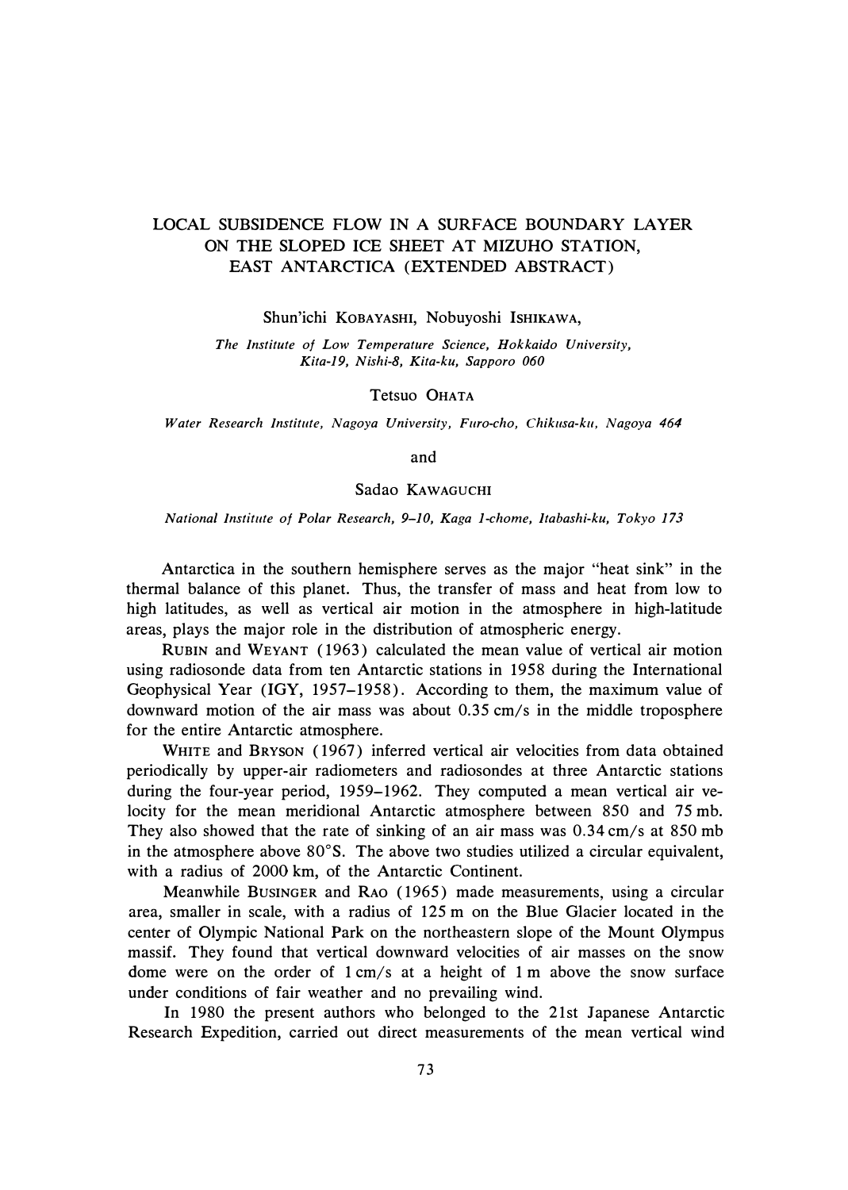# LOCAL SUBSIDENCE FLOW IN A SURFACE BOUNDARY LAYER ON THE SLOPED ICE SHEET AT MIZUHO STATION, EAST ANTARCTICA (EXTENDED ABSTRACT)

Shun'ichi KOBAYASHI, Nobuyoshi ISHIKAWA,

*The Institute of Low Temperature Science, Hokkaido University, Kita-19, Nishi-8, Kita-ku, Sapporo 060*

Tetsuo OHATA

*Water Research Institute, Nagoya University, Furo-cho, Chikusa-ku, Nagoya 464*

and

Sadao KAWAGUCHI

*National Institute of Polar Research, 9-10, Kaga 1-chome, Itabashi-ku, Tokyo 173*

Antarctica in the southern hemisphere serves as the major "heat sink" in the thermal balance of this planet. Thus, the transfer of mass and heat from low to high latitudes, as well as vertical air motion in the atmosphere in high-latitude areas, plays the major role in the distribution of atmospheric energy.

RUBIN and WEYANT (1963) calculated the mean value of vertical air motion using radiosonde data from ten Antarctic stations in 1958 during the International Geophysical Year (IGY, 1957–1958). According to them, the maximum value of downward motion of the air mass was about 0.35 cm/s in the middle troposphere for the entire Antarctic atmosphere.

WHITE and BRYSON (1967) inferred vertical air velocities from data obtained periodically by upper-air radiometers and radiosondes at three Antarctic stations during the four-year period, 1959–1962. They computed a mean vertical air velocity for the mean meridional Antarctic atmosphere between 850 and 75 mb. They also showed that the rate of sinking of an air mass was 0.34 cm/s at 850 mb in the atmosphere above 80°S. The above two studies utilized a circular equivalent, with a radius of 2000 km, of the Antarctic Continent.

Meanwhile BUSINGER and RAO (1965) made measurements, using a circular area, smaller in scale, with a radius of 125 m on the Blue Glacier located in the center of Olympic National Park on the northeastern slope of the Mount Olympus massif. They found that vertical downward velocities of air masses on the snow dome were on the order of 1 cm/s at a height of 1 m above the snow surface under conditions of fair weather and no prevailing wind.

In 1980 the present authors who belonged to the 21st Japanese Antarctic Research Expedition, carried out direct measurements of the mean vertical wind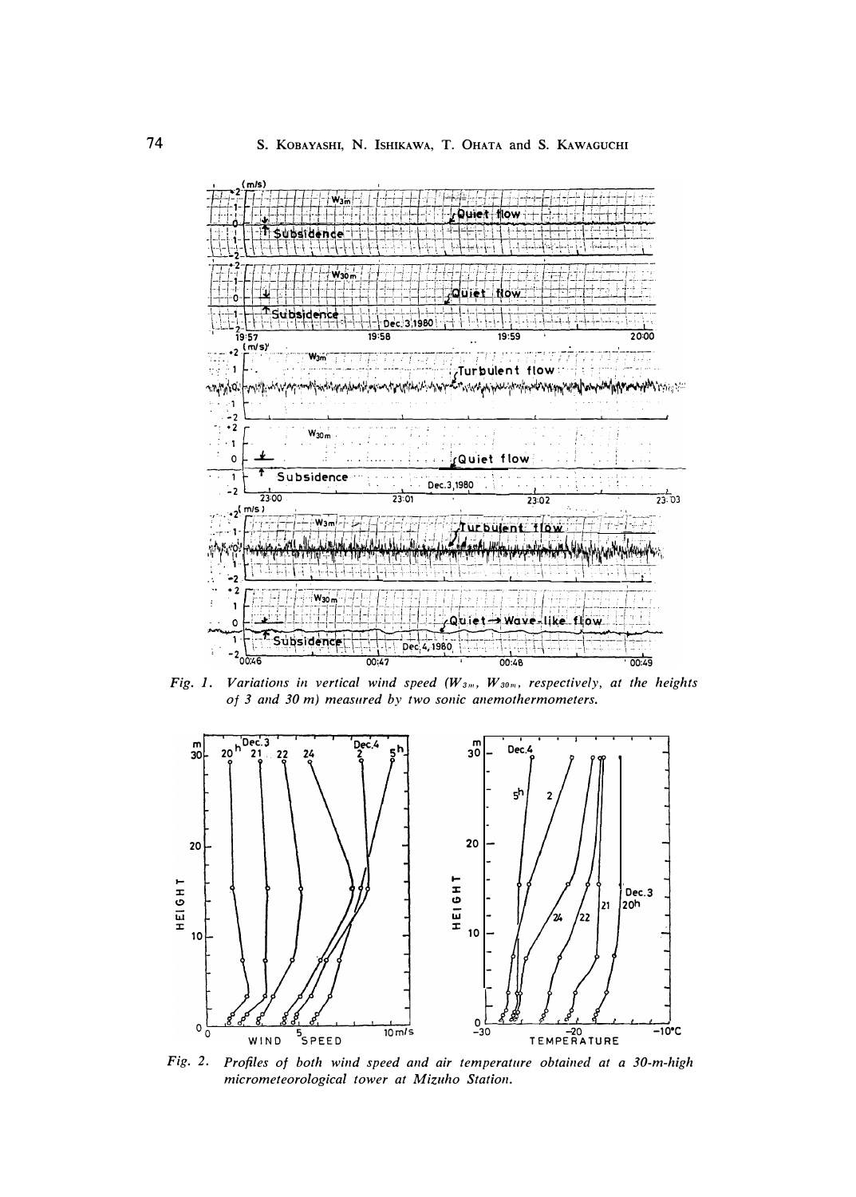*Fig. 1. Variations in vertical wind speed ($W_{3m}$, $W_{30m}$, respectively, at the heights of 3 and 30 m) measured by two sonic anemothermometers.*

*Fig. 2. Profiles of both wind speed and air temperature obtained at a 30-m-high micrometeorological tower at Mizuho Station.*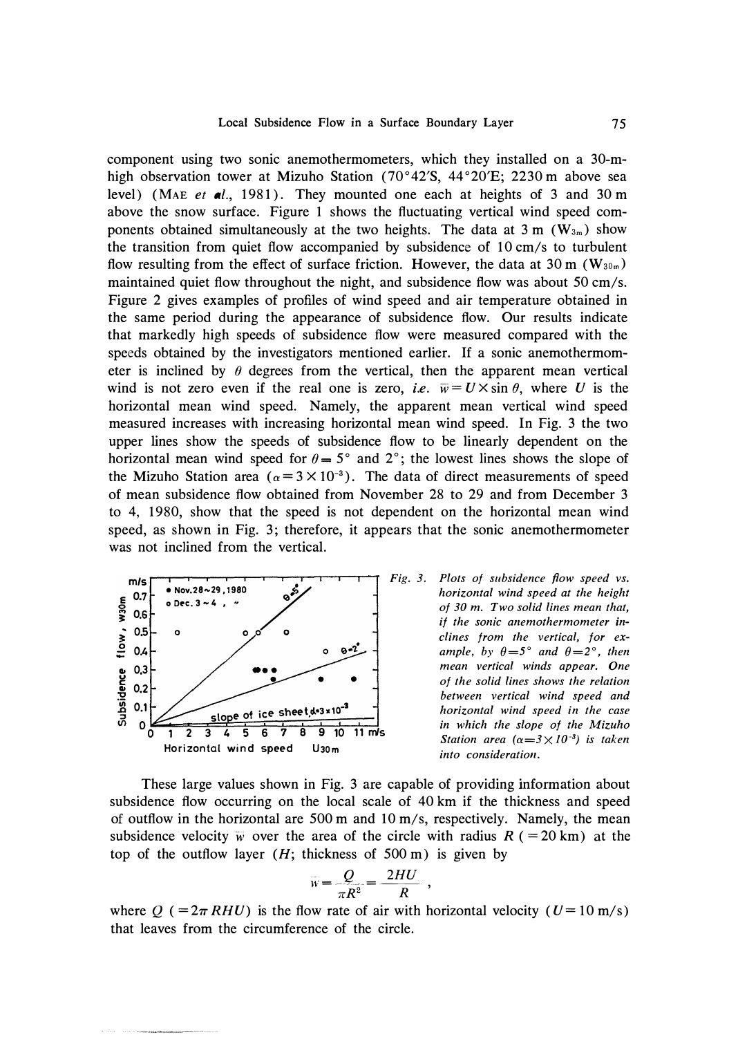component using two sonic anemothermometers, which they installed on a 30-m-high observation tower at Mizuho Station (70°42'S, 44°20'E; 2230 m above sea level) (MAE *et al.*, 1981). They mounted one each at heights of 3 and 30 m above the snow surface. Figure 1 shows the fluctuating vertical wind speed components obtained simultaneously at the two heights. The data at 3 m ($W_{3m}$) show the transition from quiet flow accompanied by subsidence of 10 cm/s to turbulent flow resulting from the effect of surface friction. However, the data at 30 m ($W_{30m}$) maintained quiet flow throughout the night, and subsidence flow was about 50 cm/s. Figure 2 gives examples of profiles of wind speed and air temperature obtained in the same period during the appearance of subsidence flow. Our results indicate that markedly high speeds of subsidence flow were measured compared with the speeds obtained by the investigators mentioned earlier. If a sonic anemothermometer is inclined by $\theta$ degrees from the vertical, then the apparent mean vertical wind is not zero even if the real one is zero, *i.e.* $\bar{w}=U\times\sin\theta$, where $U$ is the horizontal mean wind speed. Namely, the apparent mean vertical wind speed measured increases with increasing horizontal mean wind speed. In Fig. 3 the two upper lines show the speeds of subsidence flow to be linearly dependent on the horizontal mean wind speed for $\theta=5°$ and $2°$; the lowest lines shows the slope of the Mizuho Station area ($\alpha=3\times10^{-3}$). The data of direct measurements of speed of mean subsidence flow obtained from November 28 to 29 and from December 3 to 4, 1980, show that the speed is not dependent on the horizontal mean wind speed, as shown in Fig. 3; therefore, it appears that the sonic anemothermometer was not inclined from the vertical.

*Fig. 3. Plots of subsidence flow speed vs. horizontal wind speed at the height of 30 m. Two solid lines mean that, if the sonic anemothermometer inclines from the vertical, for example, by $\theta=5°$ and $\theta=2°$, then mean vertical winds appear. One of the solid lines shows the relation between vertical wind speed and horizontal wind speed in the case in which the slope of the Mizuho Station area ($\alpha=3\times10^{-3}$) is taken into consideration.*

These large values shown in Fig. 3 are capable of providing information about subsidence flow occurring on the local scale of 40 km if the thickness and speed of outflow in the horizontal are 500 m and 10 m/s, respectively. Namely, the mean subsidence velocity $\bar{w}$ over the area of the circle with radius $R$ (=20 km) at the top of the outflow layer ($H$; thickness of 500 m) is given by

$$\bar{w}=\frac{Q}{\pi R^2}=\frac{2HU}{R},$$

where $Q$ ($=2\pi RHU$) is the flow rate of air with horizontal velocity ($U=10$ m/s) that leaves from the circumference of the circle.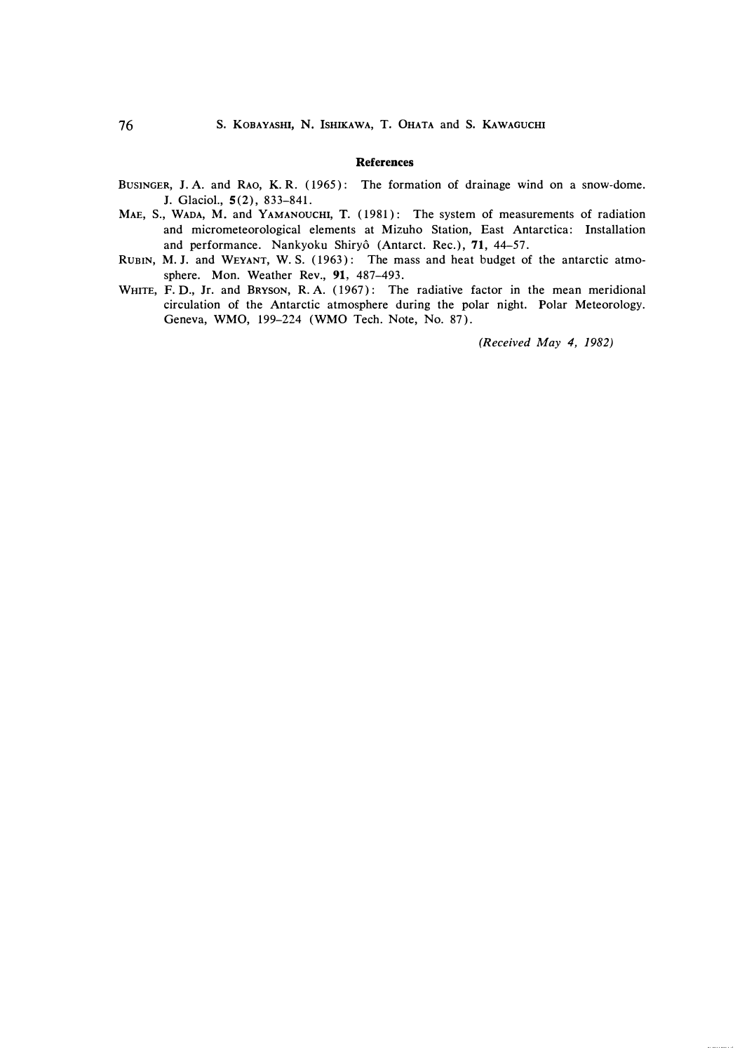## References

BUSINGER, J. A. and RAO, K. R. (1965): The formation of drainage wind on a snow-dome. J. Glaciol., **5**(2), 833–841.

MAE, S., WADA, M. and YAMANOUCHI, T. (1981): The system of measurements of radiation and micrometeorological elements at Mizuho Station, East Antarctica: Installation and performance. Nankyoku Shiryô (Antarct. Rec.), **71**, 44–57.

RUBIN, M. J. and WEYANT, W. S. (1963): The mass and heat budget of the antarctic atmosphere. Mon. Weather Rev., **91**, 487–493.

WHITE, F. D., Jr. and BRYSON, R. A. (1967): The radiative factor in the mean meridional circulation of the Antarctic atmosphere during the polar night. Polar Meteorology. Geneva, WMO, 199–224 (WMO Tech. Note, No. 87).

*(Received May 4, 1982)*